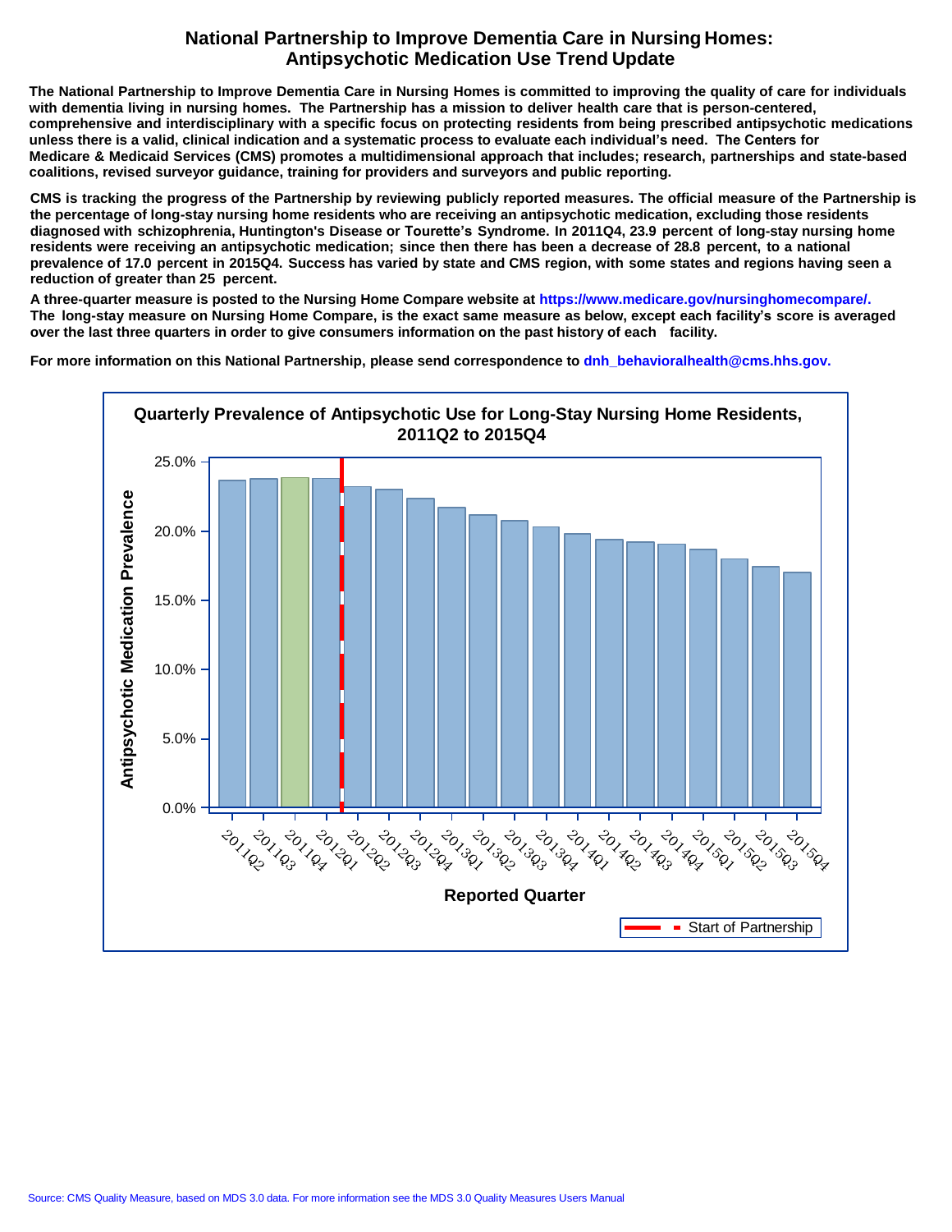# National Partnership to Improve Dementia Care in Nursing Homes: Antipsychotic Medication Use Trend Update

**The National Partnership to Improve Dementia Care in Nursing Homes is committed to improving the quality of care for individuals with dementia living in nursing homes. The Partnership has a mission to deliver health care that is person-centered, comprehensive and interdisciplinary with a specific focus on protecting residents from being prescribed antipsychotic medications unless there is a valid, clinical indication and a systematic process to evaluate each individual's need. The Centers for Medicare & Medicaid Services (CMS) promotes a multidimensional approach that includes; research, partnerships and state-based coalitions, revised surveyor guidance, training for providers and surveyors and public reporting.**

**CMS is tracking the progress of the Partnership by reviewing publicly reported measures. The official measure of the Partnership is the percentage of long-stay nursing home residents who are receiving an antipsychotic medication, excluding those residents diagnosed with schizophrenia, Huntington's Disease or Tourette's Syndrome. In 2011Q4, 23.9 percent of long-stay nursing home residents were receiving an antipsychotic medication; since then there has been a decrease of 28.8 percent, to a national prevalence of 17.0 percent in 2015Q4. Success has varied by state and CMS region, with some states and regions having seen a reduction of greater than 25 percent.**

**A three-quarter measure is posted to the Nursing Home Compare website at https://www.medicare.gov/nursinghomecompare/. The long-stay measure on Nursing Home Compare, is the exact same measure as below, except each facility's score is averaged over the last three quarters in order to give consumers information on the past history of each facility.**

**For more information on this National Partnership, please send correspondence to dnh_behavioralhealth@cms.hhs.gov.**

**Quarterly Prevalence of Antipsychotic Use for Long-Stay Nursing Home Residents, 2011Q2 to 2015Q4**

Y-axis: Antipsychotic Medication Prevalence (0.0% to 25.0%)
X-axis: Reported Quarter (2011Q2 to 2015Q4)
Legend: Start of Partnership (between 2012Q1 and 2012Q2)

Source: CMS Quality Measure, based on MDS 3.0 data. For more information see the MDS 3.0 Quality Measures Users Manual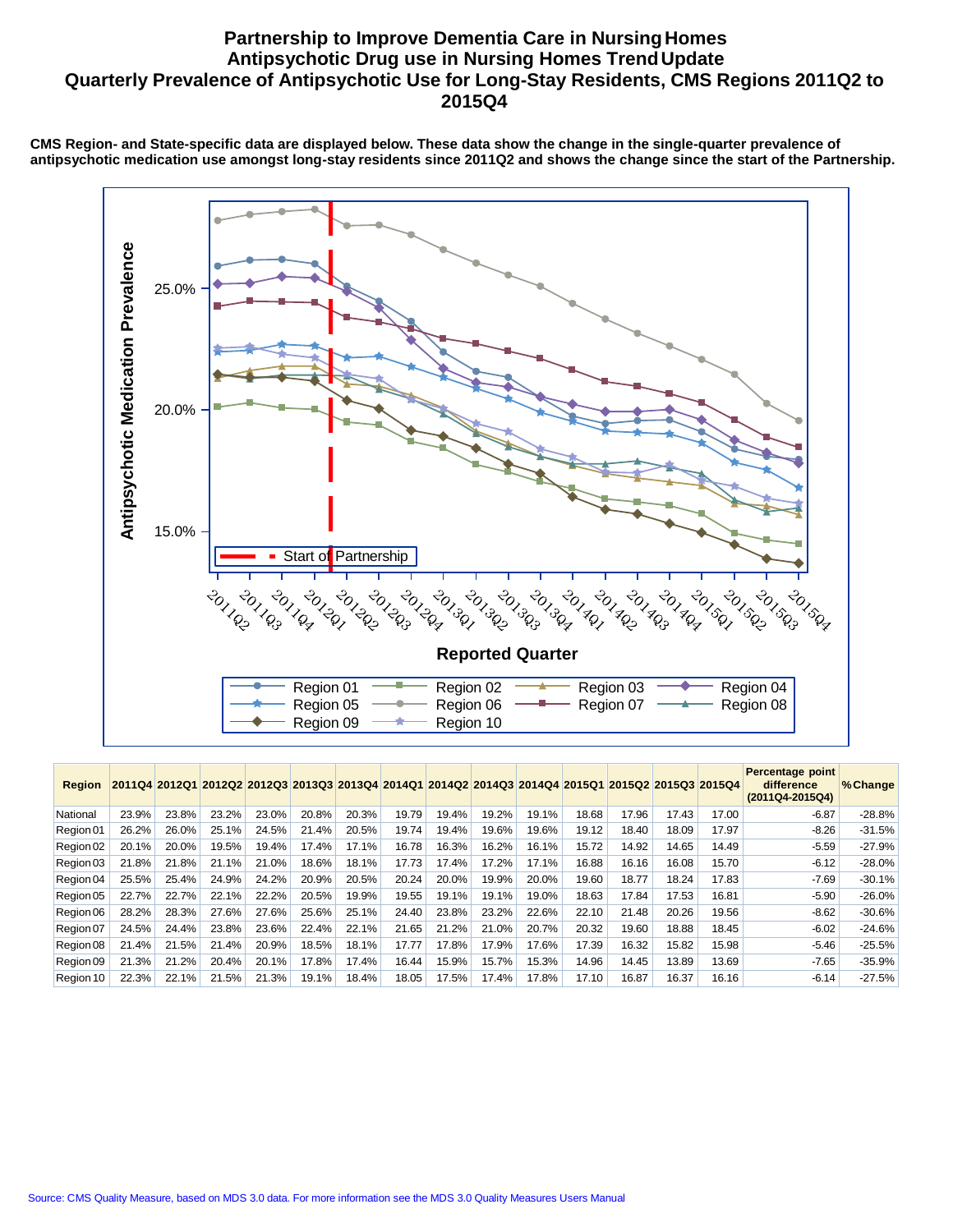# Partnership to Improve Dementia Care in Nursing Homes
# Antipsychotic Drug use in Nursing Homes Trend Update
# Quarterly Prevalence of Antipsychotic Use for Long-Stay Residents, CMS Regions 2011Q2 to 2015Q4

**CMS Region- and State-specific data are displayed below. These data show the change in the single-quarter prevalence of antipsychotic medication use amongst long-stay residents since 2011Q2 and shows the change since the start of the Partnership.**

| Region | 2011Q4 | 2012Q1 | 2012Q2 | 2012Q3 | 2013Q3 | 2013Q4 | 2014Q1 | 2014Q2 | 2014Q3 | 2014Q4 | 2015Q1 | 2015Q2 | 2015Q3 | 2015Q4 | Percentage point difference (2011Q4-2015Q4) | %Change |
|---|---|---|---|---|---|---|---|---|---|---|---|---|---|---|---|---|
| National | 23.9% | 23.8% | 23.2% | 23.0% | 20.8% | 20.3% | 19.79 | 19.4% | 19.2% | 19.1% | 18.68 | 17.96 | 17.43 | 17.00 | -6.87 | -28.8% |
| Region 01 | 26.2% | 26.0% | 25.1% | 24.5% | 21.4% | 20.5% | 19.74 | 19.4% | 19.6% | 19.6% | 19.12 | 18.40 | 18.09 | 17.97 | -8.26 | -31.5% |
| Region 02 | 20.1% | 20.0% | 19.5% | 19.4% | 17.4% | 17.1% | 16.78 | 16.3% | 16.2% | 16.1% | 15.72 | 14.92 | 14.65 | 14.49 | -5.59 | -27.9% |
| Region 03 | 21.8% | 21.8% | 21.1% | 21.0% | 18.6% | 18.1% | 17.73 | 17.4% | 17.2% | 17.1% | 16.88 | 16.16 | 16.08 | 15.70 | -6.12 | -28.0% |
| Region 04 | 25.5% | 25.4% | 24.9% | 24.2% | 20.9% | 20.5% | 20.24 | 20.0% | 19.9% | 20.0% | 19.60 | 18.77 | 18.24 | 17.83 | -7.69 | -30.1% |
| Region 05 | 22.7% | 22.7% | 22.1% | 22.2% | 20.5% | 19.9% | 19.55 | 19.1% | 19.1% | 19.0% | 18.63 | 17.84 | 17.53 | 16.81 | -5.90 | -26.0% |
| Region 06 | 28.2% | 28.3% | 27.6% | 27.6% | 25.6% | 25.1% | 24.40 | 23.8% | 23.2% | 22.6% | 22.10 | 21.48 | 20.26 | 19.56 | -8.62 | -30.6% |
| Region 07 | 24.5% | 24.4% | 23.8% | 23.6% | 22.4% | 22.1% | 21.65 | 21.2% | 21.0% | 20.7% | 20.32 | 19.60 | 18.88 | 18.45 | -6.02 | -24.6% |
| Region 08 | 21.4% | 21.5% | 21.4% | 20.9% | 18.5% | 18.1% | 17.77 | 17.8% | 17.9% | 17.6% | 17.39 | 16.32 | 15.82 | 15.98 | -5.46 | -25.5% |
| Region 09 | 21.3% | 21.2% | 20.4% | 20.1% | 17.8% | 17.4% | 16.44 | 15.9% | 15.7% | 15.3% | 14.96 | 14.45 | 13.89 | 13.69 | -7.65 | -35.9% |
| Region 10 | 22.3% | 22.1% | 21.5% | 21.3% | 19.1% | 18.4% | 18.05 | 17.5% | 17.4% | 17.8% | 17.10 | 16.87 | 16.37 | 16.16 | -6.14 | -27.5% |

Source: CMS Quality Measure, based on MDS 3.0 data. For more information see the MDS 3.0 Quality Measures Users Manual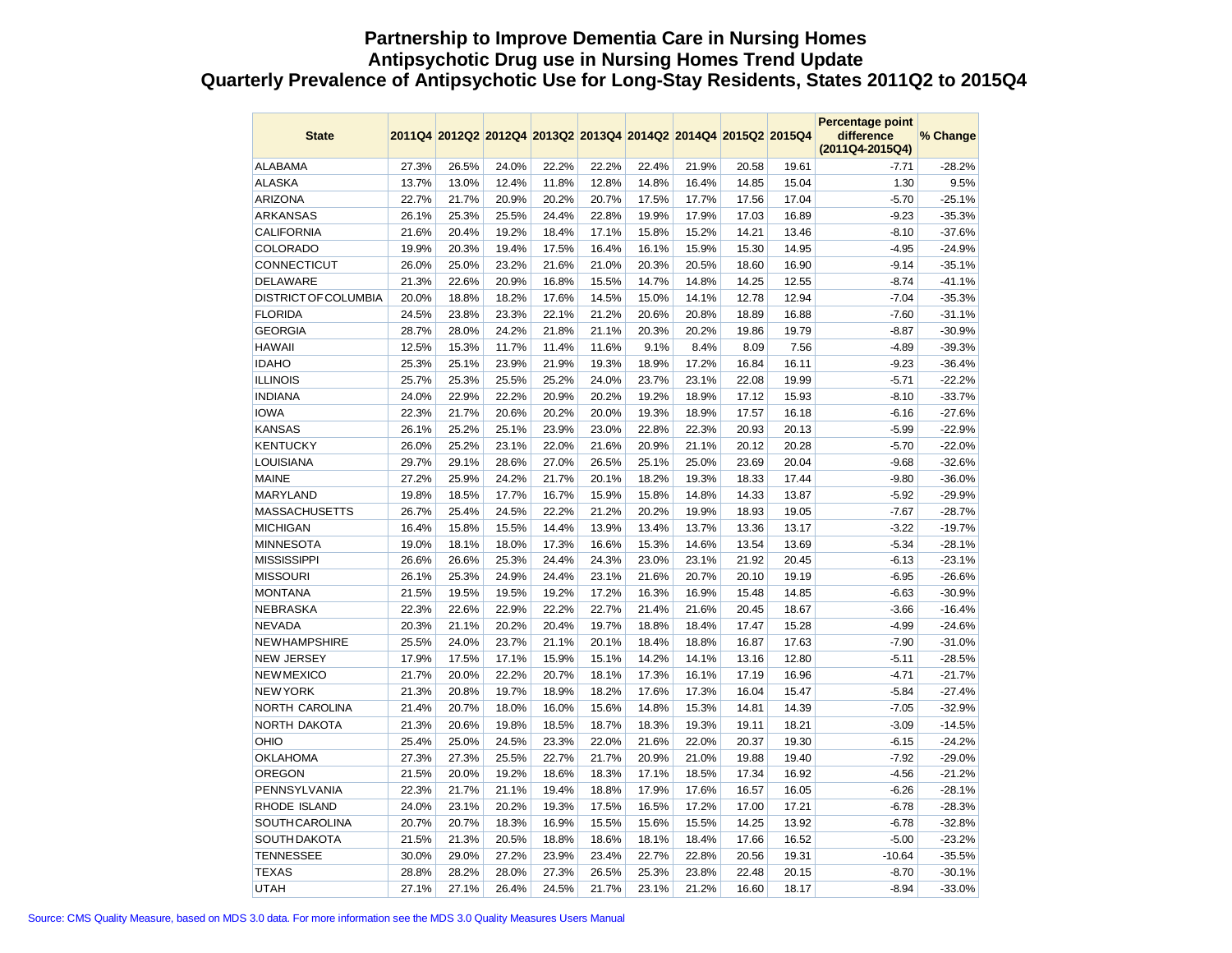# Partnership to Improve Dementia Care in Nursing Homes
## Antipsychotic Drug use in Nursing Homes Trend Update
## Quarterly Prevalence of Antipsychotic Use for Long-Stay Residents, States 2011Q2 to 2015Q4

| State | 2011Q4 | 2012Q2 | 2012Q4 | 2013Q2 | 2013Q4 | 2014Q2 | 2014Q4 | 2015Q2 | 2015Q4 | Percentage point difference (2011Q4-2015Q4) | % Change |
|---|---|---|---|---|---|---|---|---|---|---|---|
| ALABAMA | 27.3% | 26.5% | 24.0% | 22.2% | 22.2% | 22.4% | 21.9% | 20.58 | 19.61 | -7.71 | -28.2% |
| ALASKA | 13.7% | 13.0% | 12.4% | 11.8% | 12.8% | 14.8% | 16.4% | 14.85 | 15.04 | 1.30 | 9.5% |
| ARIZONA | 22.7% | 21.7% | 20.9% | 20.2% | 20.7% | 17.5% | 17.7% | 17.56 | 17.04 | -5.70 | -25.1% |
| ARKANSAS | 26.1% | 25.3% | 25.5% | 24.4% | 22.8% | 19.9% | 17.9% | 17.03 | 16.89 | -9.23 | -35.3% |
| CALIFORNIA | 21.6% | 20.4% | 19.2% | 18.4% | 17.1% | 15.8% | 15.2% | 14.21 | 13.46 | -8.10 | -37.6% |
| COLORADO | 19.9% | 20.3% | 19.4% | 17.5% | 16.4% | 16.1% | 15.9% | 15.30 | 14.95 | -4.95 | -24.9% |
| CONNECTICUT | 26.0% | 25.0% | 23.2% | 21.6% | 21.0% | 20.3% | 20.5% | 18.60 | 16.90 | -9.14 | -35.1% |
| DELAWARE | 21.3% | 22.6% | 20.9% | 16.8% | 15.5% | 14.7% | 14.8% | 14.25 | 12.55 | -8.74 | -41.1% |
| DISTRICT OF COLUMBIA | 20.0% | 18.8% | 18.2% | 17.6% | 14.5% | 15.0% | 14.1% | 12.78 | 12.94 | -7.04 | -35.3% |
| FLORIDA | 24.5% | 23.8% | 23.3% | 22.1% | 21.2% | 20.6% | 20.8% | 18.89 | 16.88 | -7.60 | -31.1% |
| GEORGIA | 28.7% | 28.0% | 24.2% | 21.8% | 21.1% | 20.3% | 20.2% | 19.86 | 19.79 | -8.87 | -30.9% |
| HAWAII | 12.5% | 15.3% | 11.7% | 11.4% | 11.6% | 9.1% | 8.4% | 8.09 | 7.56 | -4.89 | -39.3% |
| IDAHO | 25.3% | 25.1% | 23.9% | 21.9% | 19.3% | 18.9% | 17.2% | 16.84 | 16.11 | -9.23 | -36.4% |
| ILLINOIS | 25.7% | 25.3% | 25.5% | 25.2% | 24.0% | 23.7% | 23.1% | 22.08 | 19.99 | -5.71 | -22.2% |
| INDIANA | 24.0% | 22.9% | 22.2% | 20.9% | 20.2% | 19.2% | 18.9% | 17.12 | 15.93 | -8.10 | -33.7% |
| IOWA | 22.3% | 21.7% | 20.6% | 20.2% | 20.0% | 19.3% | 18.9% | 17.57 | 16.18 | -6.16 | -27.6% |
| KANSAS | 26.1% | 25.2% | 25.1% | 23.9% | 23.0% | 22.8% | 22.3% | 20.93 | 20.13 | -5.99 | -22.9% |
| KENTUCKY | 26.0% | 25.2% | 23.1% | 22.0% | 21.6% | 20.9% | 21.1% | 20.12 | 20.28 | -5.70 | -22.0% |
| LOUISIANA | 29.7% | 29.1% | 28.6% | 27.0% | 26.5% | 25.1% | 25.0% | 23.69 | 20.04 | -9.68 | -32.6% |
| MAINE | 27.2% | 25.9% | 24.2% | 21.7% | 20.1% | 18.2% | 19.3% | 18.33 | 17.44 | -9.80 | -36.0% |
| MARYLAND | 19.8% | 18.5% | 17.7% | 16.7% | 15.9% | 15.8% | 14.8% | 14.33 | 13.87 | -5.92 | -29.9% |
| MASSACHUSETTS | 26.7% | 25.4% | 24.5% | 22.2% | 21.2% | 20.2% | 19.9% | 18.93 | 19.05 | -7.67 | -28.7% |
| MICHIGAN | 16.4% | 15.8% | 15.5% | 14.4% | 13.9% | 13.4% | 13.7% | 13.36 | 13.17 | -3.22 | -19.7% |
| MINNESOTA | 19.0% | 18.1% | 18.0% | 17.3% | 16.6% | 15.3% | 14.6% | 13.54 | 13.69 | -5.34 | -28.1% |
| MISSISSIPPI | 26.6% | 26.6% | 25.3% | 24.4% | 24.3% | 23.0% | 23.1% | 21.92 | 20.45 | -6.13 | -23.1% |
| MISSOURI | 26.1% | 25.3% | 24.9% | 24.4% | 23.1% | 21.6% | 20.7% | 20.10 | 19.19 | -6.95 | -26.6% |
| MONTANA | 21.5% | 19.5% | 19.5% | 19.2% | 17.2% | 16.3% | 16.9% | 15.48 | 14.85 | -6.63 | -30.9% |
| NEBRASKA | 22.3% | 22.6% | 22.9% | 22.2% | 22.7% | 21.4% | 21.6% | 20.45 | 18.67 | -3.66 | -16.4% |
| NEVADA | 20.3% | 21.1% | 20.2% | 20.4% | 19.7% | 18.8% | 18.4% | 17.47 | 15.28 | -4.99 | -24.6% |
| NEW HAMPSHIRE | 25.5% | 24.0% | 23.7% | 21.1% | 20.1% | 18.4% | 18.8% | 16.87 | 17.63 | -7.90 | -31.0% |
| NEW JERSEY | 17.9% | 17.5% | 17.1% | 15.9% | 15.1% | 14.2% | 14.1% | 13.16 | 12.80 | -5.11 | -28.5% |
| NEW MEXICO | 21.7% | 20.0% | 22.2% | 20.7% | 18.1% | 17.3% | 16.1% | 17.19 | 16.96 | -4.71 | -21.7% |
| NEW YORK | 21.3% | 20.8% | 19.7% | 18.9% | 18.2% | 17.6% | 17.3% | 16.04 | 15.47 | -5.84 | -27.4% |
| NORTH CAROLINA | 21.4% | 20.7% | 18.0% | 16.0% | 15.6% | 14.8% | 15.3% | 14.81 | 14.39 | -7.05 | -32.9% |
| NORTH DAKOTA | 21.3% | 20.6% | 19.8% | 18.5% | 18.7% | 18.3% | 19.3% | 19.11 | 18.21 | -3.09 | -14.5% |
| OHIO | 25.4% | 25.0% | 24.5% | 23.3% | 22.0% | 21.6% | 22.0% | 20.37 | 19.30 | -6.15 | -24.2% |
| OKLAHOMA | 27.3% | 27.3% | 25.5% | 22.7% | 21.7% | 20.9% | 21.0% | 19.88 | 19.40 | -7.92 | -29.0% |
| OREGON | 21.5% | 20.0% | 19.2% | 18.6% | 18.3% | 17.1% | 18.5% | 17.34 | 16.92 | -4.56 | -21.2% |
| PENNSYLVANIA | 22.3% | 21.7% | 21.1% | 19.4% | 18.8% | 17.9% | 17.6% | 16.57 | 16.05 | -6.26 | -28.1% |
| RHODE ISLAND | 24.0% | 23.1% | 20.2% | 19.3% | 17.5% | 16.5% | 17.2% | 17.00 | 17.21 | -6.78 | -28.3% |
| SOUTH CAROLINA | 20.7% | 20.7% | 18.3% | 16.9% | 15.5% | 15.6% | 15.5% | 14.25 | 13.92 | -6.78 | -32.8% |
| SOUTH DAKOTA | 21.5% | 21.3% | 20.5% | 18.8% | 18.6% | 18.1% | 18.4% | 17.66 | 16.52 | -5.00 | -23.2% |
| TENNESSEE | 30.0% | 29.0% | 27.2% | 23.9% | 23.4% | 22.7% | 22.8% | 20.56 | 19.31 | -10.64 | -35.5% |
| TEXAS | 28.8% | 28.2% | 28.0% | 27.3% | 26.5% | 25.3% | 23.8% | 22.48 | 20.15 | -8.70 | -30.1% |
| UTAH | 27.1% | 27.1% | 26.4% | 24.5% | 21.7% | 23.1% | 21.2% | 16.60 | 18.17 | -8.94 | -33.0% |

Source: CMS Quality Measure, based on MDS 3.0 data. For more information see the MDS 3.0 Quality Measures Users Manual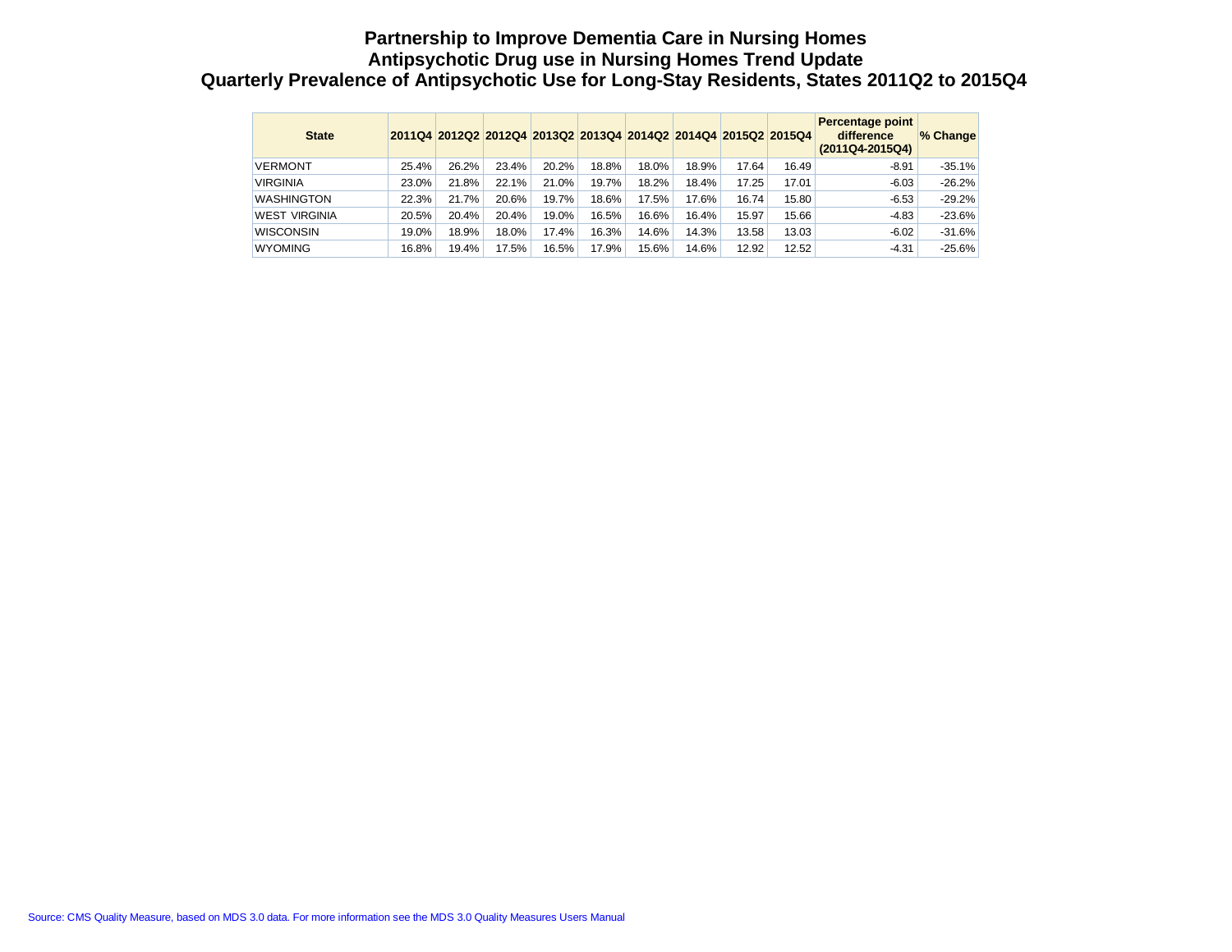# Partnership to Improve Dementia Care in Nursing Homes
## Antipsychotic Drug use in Nursing Homes Trend Update
## Quarterly Prevalence of Antipsychotic Use for Long-Stay Residents, States 2011Q2 to 2015Q4

| State | 2011Q4 | 2012Q2 | 2012Q4 | 2013Q2 | 2013Q4 | 2014Q2 | 2014Q4 | 2015Q2 | 2015Q4 | Percentage point difference (2011Q4-2015Q4) | % Change |
|---|---|---|---|---|---|---|---|---|---|---|---|
| VERMONT | 25.4% | 26.2% | 23.4% | 20.2% | 18.8% | 18.0% | 18.9% | 17.64 | 16.49 | -8.91 | -35.1% |
| VIRGINIA | 23.0% | 21.8% | 22.1% | 21.0% | 19.7% | 18.2% | 18.4% | 17.25 | 17.01 | -6.03 | -26.2% |
| WASHINGTON | 22.3% | 21.7% | 20.6% | 19.7% | 18.6% | 17.5% | 17.6% | 16.74 | 15.80 | -6.53 | -29.2% |
| WEST VIRGINIA | 20.5% | 20.4% | 20.4% | 19.0% | 16.5% | 16.6% | 16.4% | 15.97 | 15.66 | -4.83 | -23.6% |
| WISCONSIN | 19.0% | 18.9% | 18.0% | 17.4% | 16.3% | 14.6% | 14.3% | 13.58 | 13.03 | -6.02 | -31.6% |
| WYOMING | 16.8% | 19.4% | 17.5% | 16.5% | 17.9% | 15.6% | 14.6% | 12.92 | 12.52 | -4.31 | -25.6% |

Source: CMS Quality Measure, based on MDS 3.0 data. For more information see the MDS 3.0 Quality Measures Users Manual